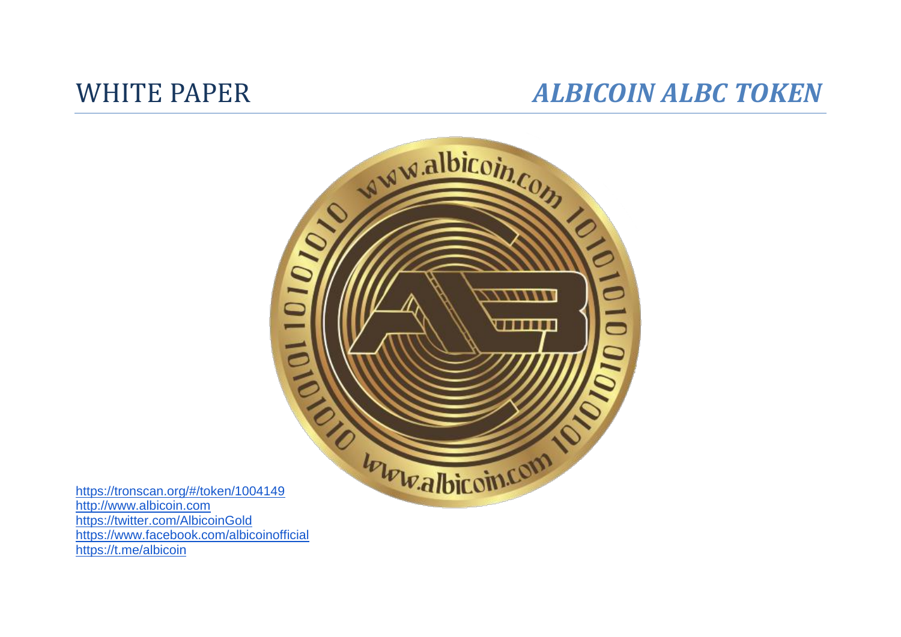# WHITE PAPER

## *ALBICOIN ALBC TOKEN*

https://tronscan.org/#/token/1004149
http://www.albicoin.com
https://twitter.com/AlbicoinGold
https://www.facebook.com/albicoinofficial
https://t.me/albicoin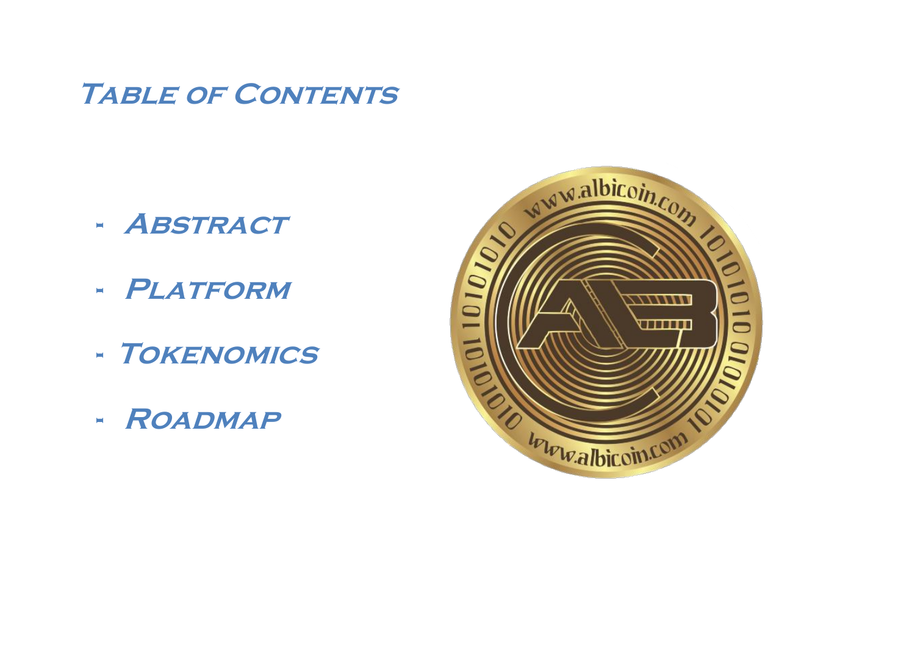# Table of Contents

- Abstract
- Platform
- Tokenomics
- Roadmap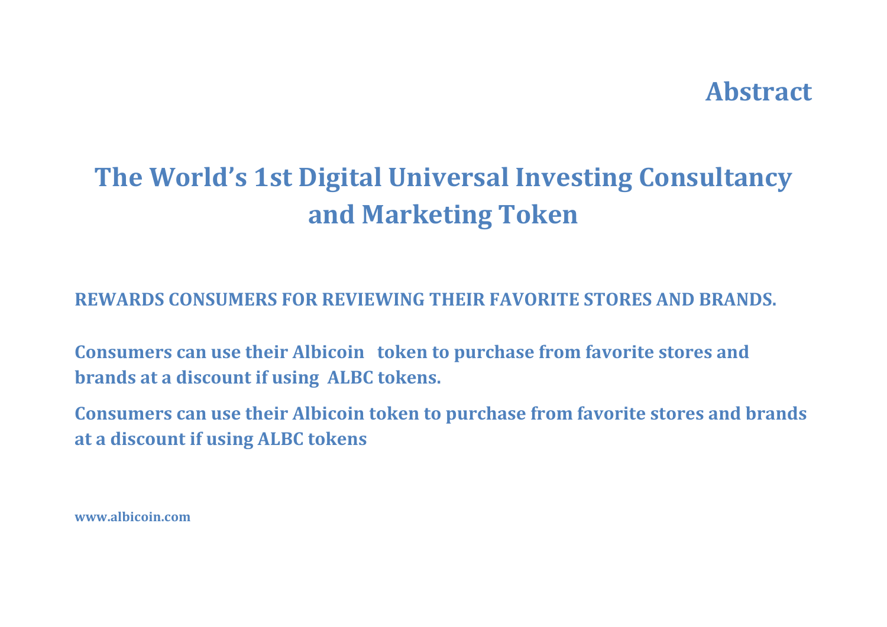# Abstract

## The World's 1st Digital Universal Investing Consultancy and Marketing Token

**REWARDS CONSUMERS FOR REVIEWING THEIR FAVORITE STORES AND BRANDS.**

**Consumers can use their Albicoin token to purchase from favorite stores and brands at a discount if using ALBC tokens.**

**Consumers can use their Albicoin token to purchase from favorite stores and brands at a discount if using ALBC tokens**

**www.albicoin.com**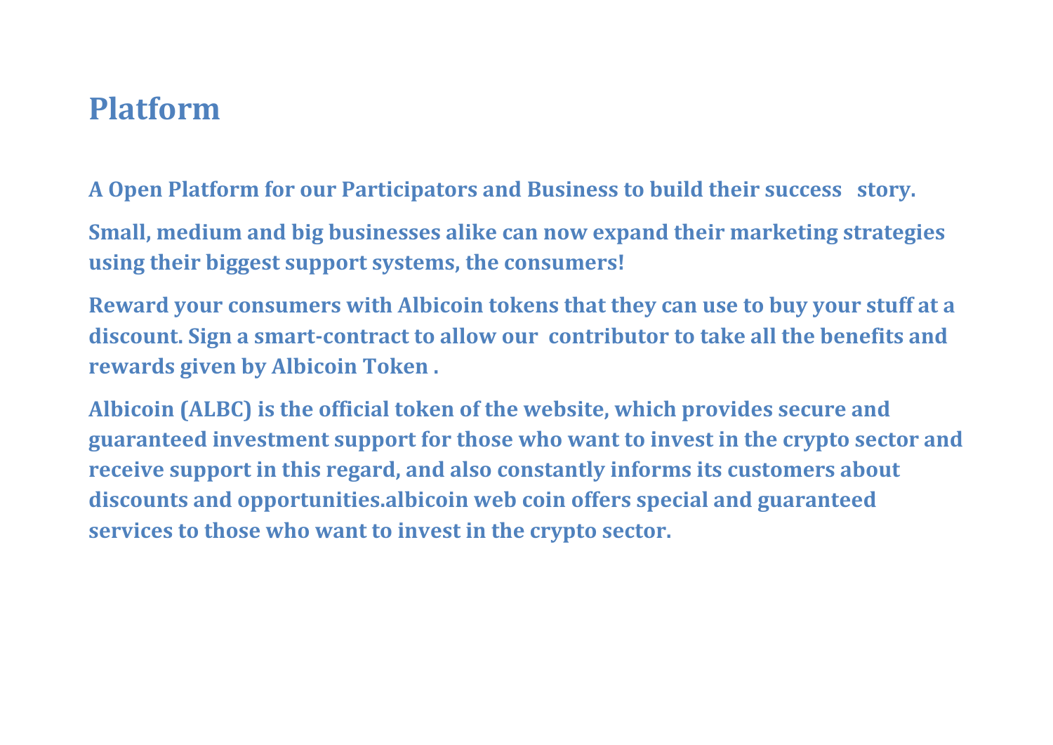# Platform

**A Open Platform for our Participators and Business to build their success story.**

**Small, medium and big businesses alike can now expand their marketing strategies using their biggest support systems, the consumers!**

**Reward your consumers with Albicoin tokens that they can use to buy your stuff at a discount. Sign a smart-contract to allow our contributor to take all the benefits and rewards given by Albicoin Token .**

**Albicoin (ALBC) is the official token of the website, which provides secure and guaranteed investment support for those who want to invest in the crypto sector and receive support in this regard, and also constantly informs its customers about discounts and opportunities.albicoin web coin offers special and guaranteed services to those who want to invest in the crypto sector.**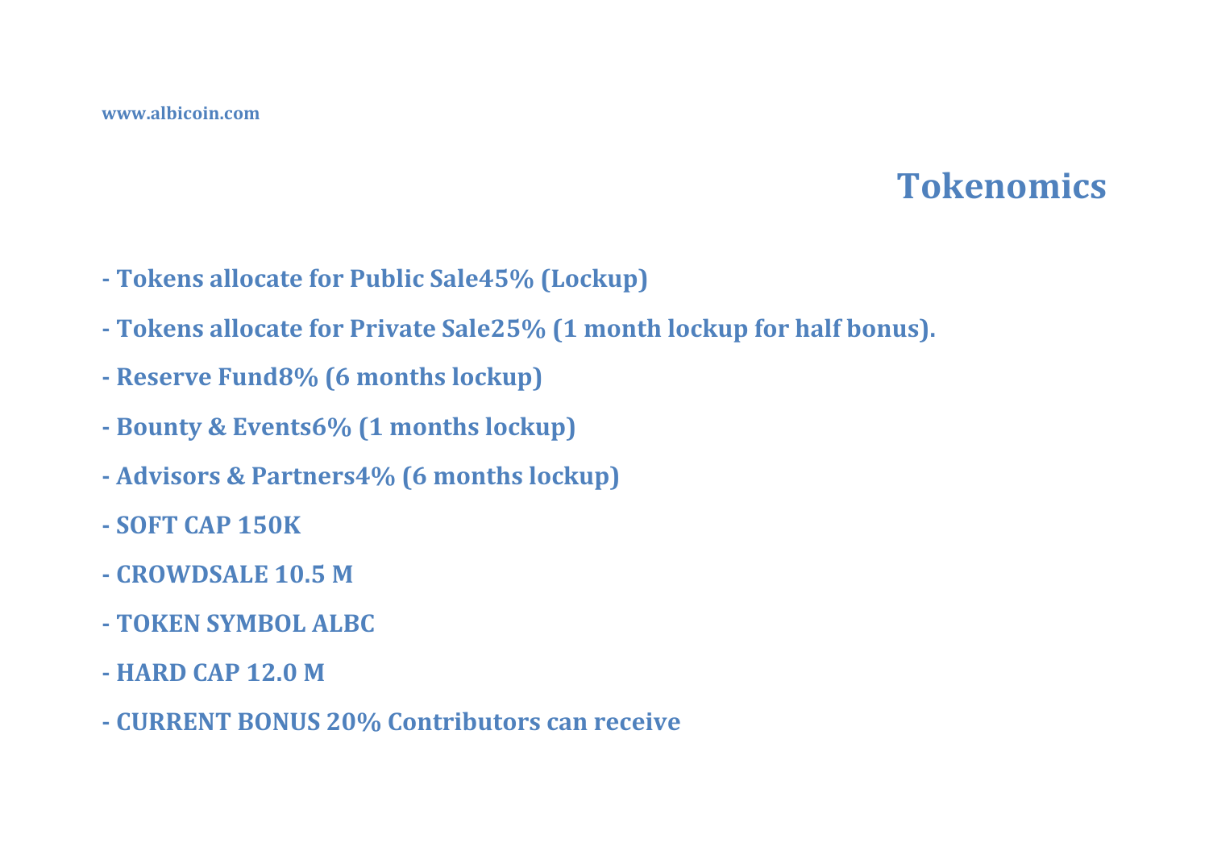# Tokenomics

- **Tokens allocate for Public Sale45% (Lockup)**
- **Tokens allocate for Private Sale25% (1 month lockup for half bonus).**
- **Reserve Fund8% (6 months lockup)**
- **Bounty & Events6% (1 months lockup)**
- **Advisors & Partners4% (6 months lockup)**
- **SOFT CAP 150K**
- **CROWDSALE 10.5 M**
- **TOKEN SYMBOL ALBC**
- **HARD CAP 12.0 M**
- **CURRENT BONUS 20% Contributors can receive**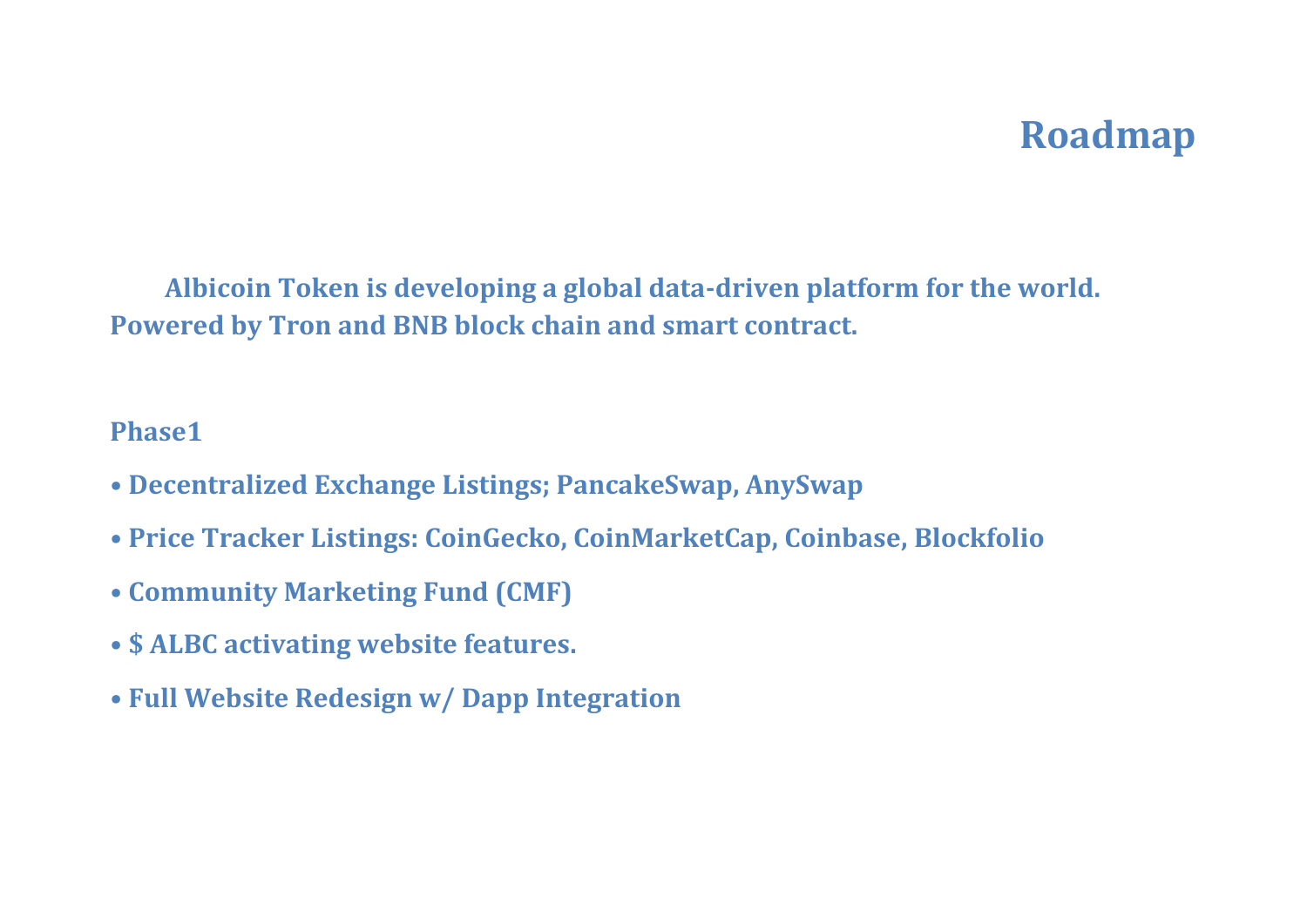# Roadmap

**Albicoin Token is developing a global data-driven platform for the world. Powered by Tron and BNB block chain and smart contract.**

**Phase1**

- **Decentralized Exchange Listings; PancakeSwap, AnySwap**
- **Price Tracker Listings: CoinGecko, CoinMarketCap, Coinbase, Blockfolio**
- **Community Marketing Fund (CMF)**
- **$ ALBC activating website features.**
- **Full Website Redesign w/ Dapp Integration**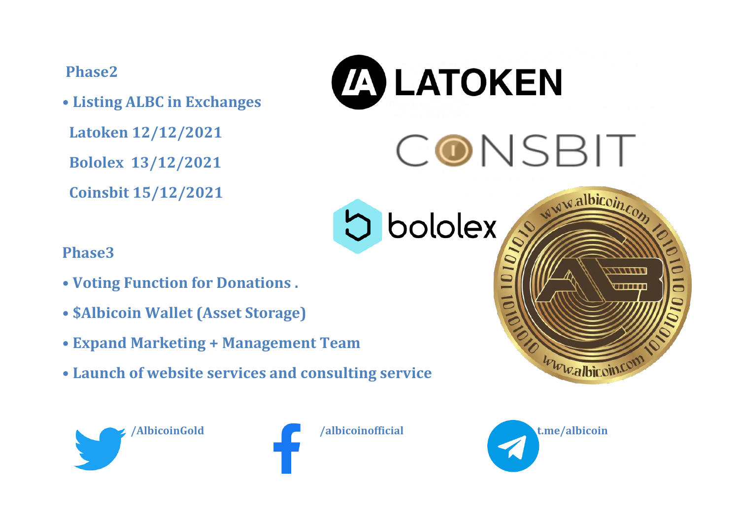## Phase2

- Listing ALBC in Exchanges

  Latoken 12/12/2021

  Bololex 13/12/2021

  Coinsbit 15/12/2021

## Phase3

- Voting Function for Donations .
- $Albicoin Wallet (Asset Storage)
- Expand Marketing + Management Team
- Launch of website services and consulting service

/AlbicoinGold

/albicoinofficial

t.me/albicoin